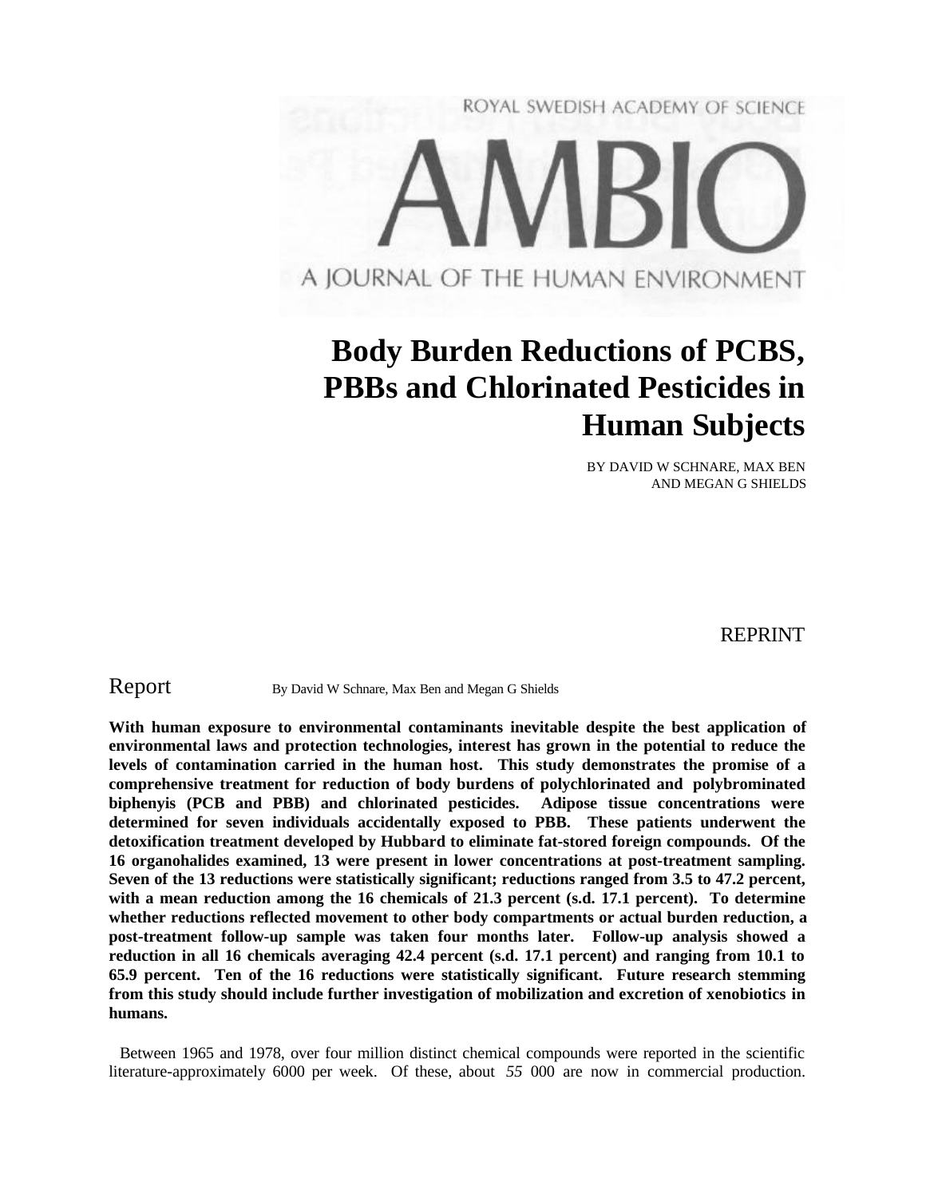ROYAL SWEDISH ACADEMY OF SCIENCE

# AMBIO

A JOURNAL OF THE HUMAN ENVIRONMENT

# Body Burden Reductions of PCBS, PBBs and Chlorinated Pesticides in Human Subjects

BY DAVID W SCHNARE, MAX BEN AND MEGAN G SHIELDS

REPRINT

## Report

By David W Schnare, Max Ben and Megan G Shields

**With human exposure to environmental contaminants inevitable despite the best application of environmental laws and protection technologies, interest has grown in the potential to reduce the levels of contamination carried in the human host. This study demonstrates the promise of a comprehensive treatment for reduction of body burdens of polychlorinated and polybrominated biphenyis (PCB and PBB) and chlorinated pesticides. Adipose tissue concentrations were determined for seven individuals accidentally exposed to PBB. These patients underwent the detoxification treatment developed by Hubbard to eliminate fat-stored foreign compounds. Of the 16 organohalides examined, 13 were present in lower concentrations at post-treatment sampling. Seven of the 13 reductions were statistically significant; reductions ranged from 3.5 to 47.2 percent, with a mean reduction among the 16 chemicals of 21.3 percent (s.d. 17.1 percent). To determine whether reductions reflected movement to other body compartments or actual burden reduction, a post-treatment follow-up sample was taken four months later. Follow-up analysis showed a reduction in all 16 chemicals averaging 42.4 percent (s.d. 17.1 percent) and ranging from 10.1 to 65.9 percent. Ten of the 16 reductions were statistically significant. Future research stemming from this study should include further investigation of mobilization and excretion of xenobiotics in humans.**

Between 1965 and 1978, over four million distinct chemical compounds were reported in the scientific literature-approximately 6000 per week. Of these, about *55* 000 are now in commercial production.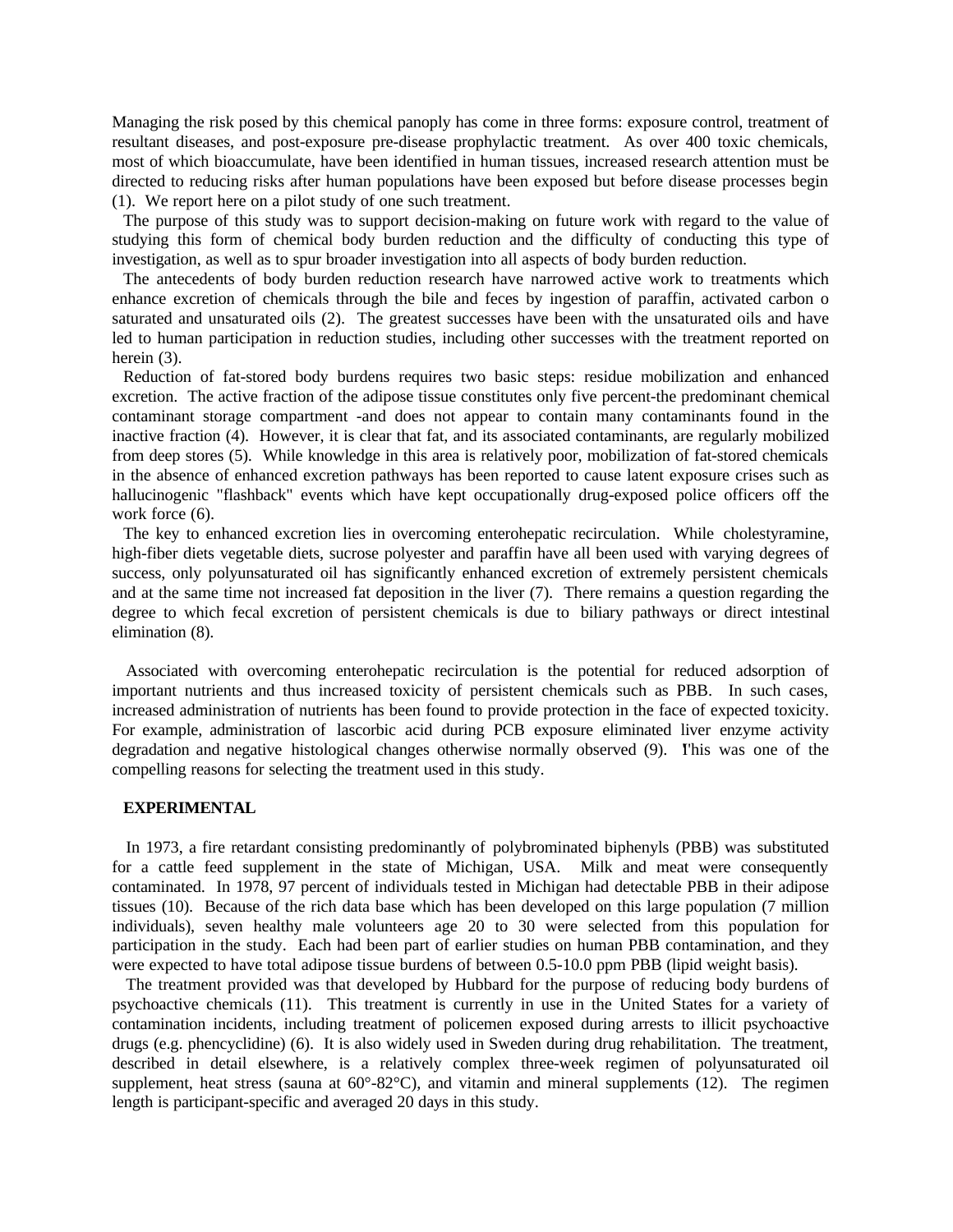Managing the risk posed by this chemical panoply has come in three forms: exposure control, treatment of resultant diseases, and post-exposure pre-disease prophylactic treatment. As over 400 toxic chemicals, most of which bioaccumulate, have been identified in human tissues, increased research attention must be directed to reducing risks after human populations have been exposed but before disease processes begin (1). We report here on a pilot study of one such treatment.

The purpose of this study was to support decision-making on future work with regard to the value of studying this form of chemical body burden reduction and the difficulty of conducting this type of investigation, as well as to spur broader investigation into all aspects of body burden reduction.

The antecedents of body burden reduction research have narrowed active work to treatments which enhance excretion of chemicals through the bile and feces by ingestion of paraffin, activated carbon o saturated and unsaturated oils (2). The greatest successes have been with the unsaturated oils and have led to human participation in reduction studies, including other successes with the treatment reported on herein (3).

Reduction of fat-stored body burdens requires two basic steps: residue mobilization and enhanced excretion. The active fraction of the adipose tissue constitutes only five percent-the predominant chemical contaminant storage compartment -and does not appear to contain many contaminants found in the inactive fraction (4). However, it is clear that fat, and its associated contaminants, are regularly mobilized from deep stores (5). While knowledge in this area is relatively poor, mobilization of fat-stored chemicals in the absence of enhanced excretion pathways has been reported to cause latent exposure crises such as hallucinogenic "flashback" events which have kept occupationally drug-exposed police officers off the work force (6).

The key to enhanced excretion lies in overcoming enterohepatic recirculation. While cholestyramine, high-fiber diets vegetable diets, sucrose polyester and paraffin have all been used with varying degrees of success, only polyunsaturated oil has significantly enhanced excretion of extremely persistent chemicals and at the same time not increased fat deposition in the liver (7). There remains a question regarding the degree to which fecal excretion of persistent chemicals is due to biliary pathways or direct intestinal elimination (8).

Associated with overcoming enterohepatic recirculation is the potential for reduced adsorption of important nutrients and thus increased toxicity of persistent chemicals such as PBB. In such cases, increased administration of nutrients has been found to provide protection in the face of expected toxicity. For example, administration of lascorbic acid during PCB exposure eliminated liver enzyme activity degradation and negative histological changes otherwise normally observed (9). I'his was one of the compelling reasons for selecting the treatment used in this study.

## EXPERIMENTAL

In 1973, a fire retardant consisting predominantly of polybrominated biphenyls (PBB) was substituted for a cattle feed supplement in the state of Michigan, USA. Milk and meat were consequently contaminated. In 1978, 97 percent of individuals tested in Michigan had detectable PBB in their adipose tissues (10). Because of the rich data base which has been developed on this large population (7 million individuals), seven healthy male volunteers age 20 to 30 were selected from this population for participation in the study. Each had been part of earlier studies on human PBB contamination, and they were expected to have total adipose tissue burdens of between 0.5-10.0 ppm PBB (lipid weight basis).

The treatment provided was that developed by Hubbard for the purpose of reducing body burdens of psychoactive chemicals (11). This treatment is currently in use in the United States for a variety of contamination incidents, including treatment of policemen exposed during arrests to illicit psychoactive drugs (e.g. phencyclidine) (6). It is also widely used in Sweden during drug rehabilitation. The treatment, described in detail elsewhere, is a relatively complex three-week regimen of polyunsaturated oil supplement, heat stress (sauna at 60°-82°C), and vitamin and mineral supplements (12). The regimen length is participant-specific and averaged 20 days in this study.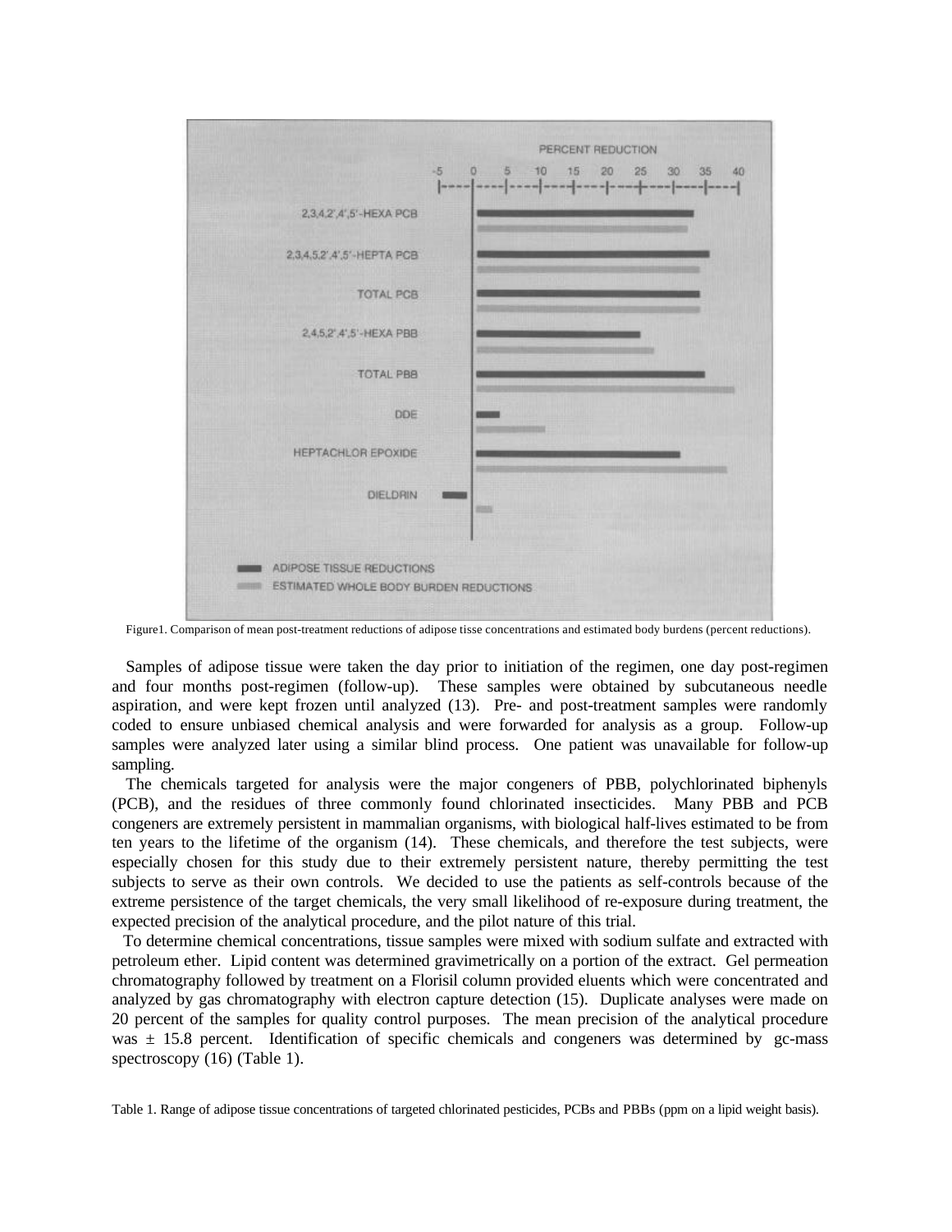Figure1. Comparison of mean post-treatment reductions of adipose tisse concentrations and estimated body burdens (percent reductions).

Samples of adipose tissue were taken the day prior to initiation of the regimen, one day post-regimen and four months post-regimen (follow-up). These samples were obtained by subcutaneous needle aspiration, and were kept frozen until analyzed (13). Pre- and post-treatment samples were randomly coded to ensure unbiased chemical analysis and were forwarded for analysis as a group. Follow-up samples were analyzed later using a similar blind process. One patient was unavailable for follow-up sampling.

The chemicals targeted for analysis were the major congeners of PBB, polychlorinated biphenyls (PCB), and the residues of three commonly found chlorinated insecticides. Many PBB and PCB congeners are extremely persistent in mammalian organisms, with biological half-lives estimated to be from ten years to the lifetime of the organism (14). These chemicals, and therefore the test subjects, were especially chosen for this study due to their extremely persistent nature, thereby permitting the test subjects to serve as their own controls. We decided to use the patients as self-controls because of the extreme persistence of the target chemicals, the very small likelihood of re-exposure during treatment, the expected precision of the analytical procedure, and the pilot nature of this trial.

To determine chemical concentrations, tissue samples were mixed with sodium sulfate and extracted with petroleum ether. Lipid content was determined gravimetrically on a portion of the extract. Gel permeation chromatography followed by treatment on a Florisil column provided eluents which were concentrated and analyzed by gas chromatography with electron capture detection (15). Duplicate analyses were made on 20 percent of the samples for quality control purposes. The mean precision of the analytical procedure was ± 15.8 percent. Identification of specific chemicals and congeners was determined by gc-mass spectroscopy (16) (Table 1).

Table 1. Range of adipose tissue concentrations of targeted chlorinated pesticides, PCBs and PBBs (ppm on a lipid weight basis).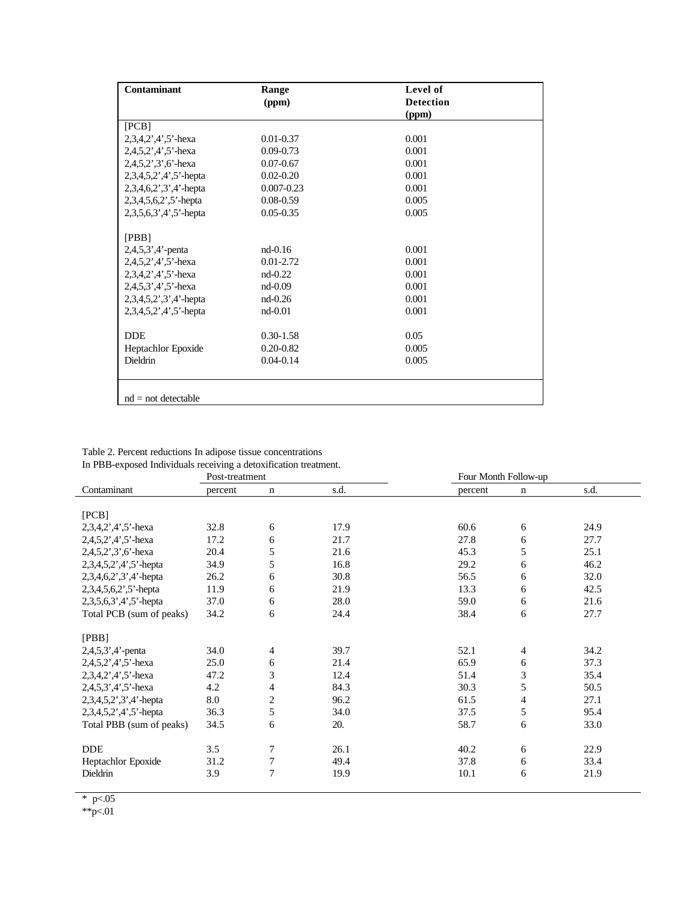| Contaminant | Range (ppm) | Level of Detection (ppm) |
|---|---|---|
| [PCB] | | |
| 2,3,4,2',4',5'-hexa | 0.01-0.37 | 0.001 |
| 2,4,5,2',4',5'-hexa | 0.09-0.73 | 0.001 |
| 2,4,5,2',3',6'-hexa | 0.07-0.67 | 0.001 |
| 2,3,4,5,2',4',5'-hepta | 0.02-0.20 | 0.001 |
| 2,3,4,6,2',3',4'-hepta | 0.007-0.23 | 0.001 |
| 2,3,4,5,6,2',5'-hepta | 0.08-0.59 | 0.005 |
| 2,3,5,6,3',4',5'-hepta | 0.05-0.35 | 0.005 |
| | | |
| [PBB] | | |
| 2,4,5,3',4'-penta | nd-0.16 | 0.001 |
| 2,4,5,2',4',5'-hexa | 0.01-2.72 | 0.001 |
| 2,3,4,2',4',5'-hexa | nd-0.22 | 0.001 |
| 2,4,5,3',4',5'-hexa | nd-0.09 | 0.001 |
| 2,3,4,5,2',3',4'-hepta | nd-0.26 | 0.001 |
| 2,3,4,5,2',4',5'-hepta | nd-0.01 | 0.001 |
| | | |
| DDE | 0.30-1.58 | 0.05 |
| Heptachlor Epoxide | 0.20-0.82 | 0.005 |
| Dieldrin | 0.04-0.14 | 0.005 |

nd = not detectable

Table 2. Percent reductions In adipose tissue concentrations In PBB-exposed Individuals receiving a detoxification treatment.

| | Post-treatment | | | Four Month Follow-up | | |
|---|---|---|---|---|---|---|
| Contaminant | percent | n | s.d. | percent | n | s.d. |
| [PCB] | | | | | | |
| 2,3,4,2',4',5'-hexa | 32.8 | 6 | 17.9 | 60.6 | 6 | 24.9 |
| 2,4,5,2',4',5'-hexa | 17.2 | 6 | 21.7 | 27.8 | 6 | 27.7 |
| 2,4,5,2',3',6'-hexa | 20.4 | 5 | 21.6 | 45.3 | 5 | 25.1 |
| 2,3,4,5,2',4',5'-hepta | 34.9 | 5 | 16.8 | 29.2 | 6 | 46.2 |
| 2,3,4,6,2',3',4'-hepta | 26.2 | 6 | 30.8 | 56.5 | 6 | 32.0 |
| 2,3,4,5,6,2',5'-hepta | 11.9 | 6 | 21.9 | 13.3 | 6 | 42.5 |
| 2,3,5,6,3',4',5'-hepta | 37.0 | 6 | 28.0 | 59.0 | 6 | 21.6 |
| Total PCB (sum of peaks) | 34.2 | 6 | 24.4 | 38.4 | 6 | 27.7 |
| | | | | | | |
| [PBB] | | | | | | |
| 2,4,5,3',4'-penta | 34.0 | 4 | 39.7 | 52.1 | 4 | 34.2 |
| 2,4,5,2',4',5'-hexa | 25.0 | 6 | 21.4 | 65.9 | 6 | 37.3 |
| 2,3,4,2',4',5'-hexa | 47.2 | 3 | 12.4 | 51.4 | 3 | 35.4 |
| 2,4,5,3',4',5'-hexa | 4.2 | 4 | 84.3 | 30.3 | 5 | 50.5 |
| 2,3,4,5,2',3',4'-hepta | 8.0 | 2 | 96.2 | 61.5 | 4 | 27.1 |
| 2,3,4,5,2',4',5'-hepta | 36.3 | 5 | 34.0 | 37.5 | 5 | 95.4 |
| Total PBB (sum of peaks) | 34.5 | 6 | 20. | 58.7 | 6 | 33.0 |
| | | | | | | |
| DDE | 3.5 | 7 | 26.1 | 40.2 | 6 | 22.9 |
| Heptachlor Epoxide | 31.2 | 7 | 49.4 | 37.8 | 6 | 33.4 |
| Dieldrin | 3.9 | 7 | 19.9 | 10.1 | 6 | 21.9 |

\* $p<.05$
\*\*$p<.01$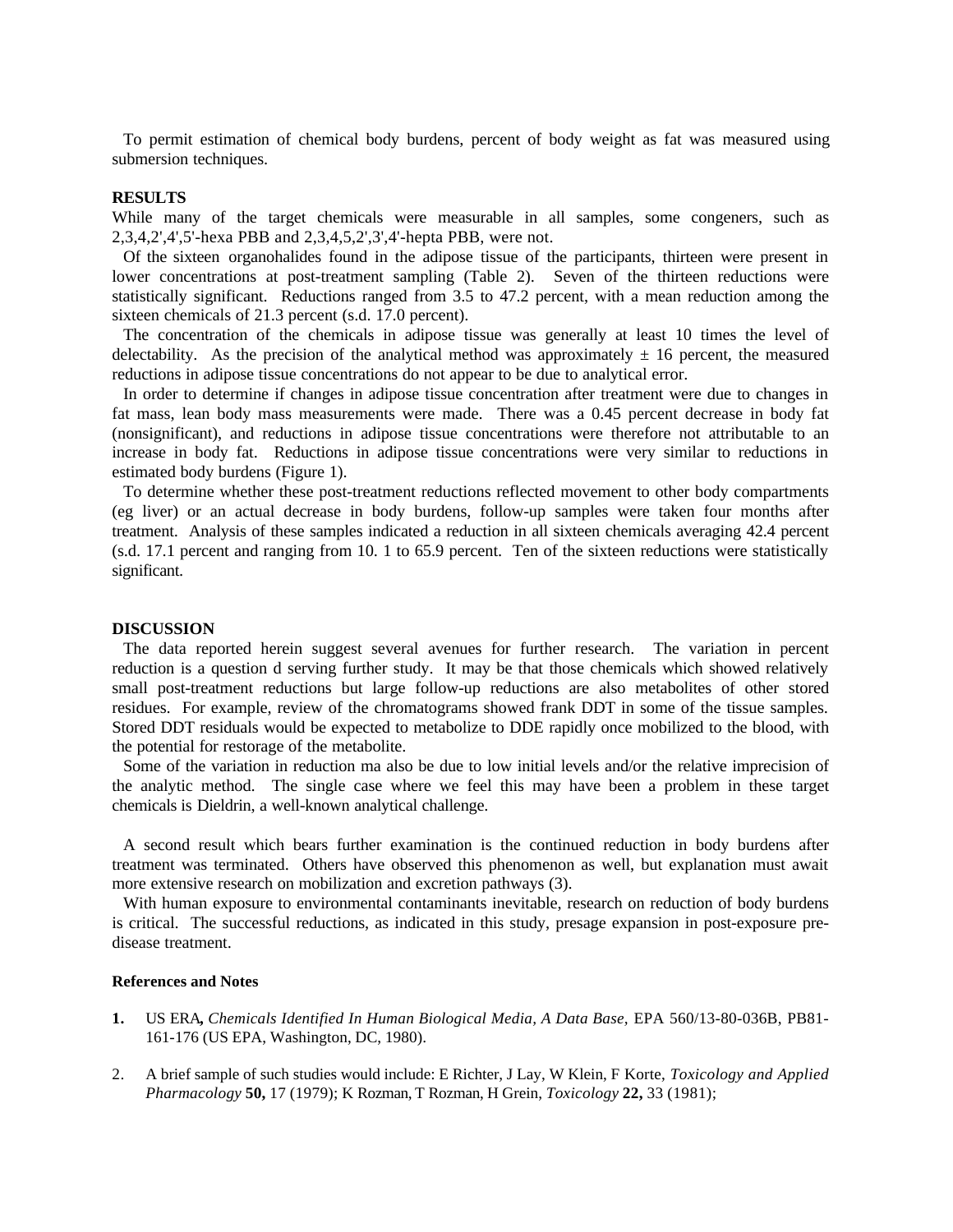To permit estimation of chemical body burdens, percent of body weight as fat was measured using submersion techniques.

**RESULTS**

While many of the target chemicals were measurable in all samples, some congeners, such as 2,3,4,2',4',5'-hexa PBB and 2,3,4,5,2',3',4'-hepta PBB, were not.

Of the sixteen organohalides found in the adipose tissue of the participants, thirteen were present in lower concentrations at post-treatment sampling (Table 2). Seven of the thirteen reductions were statistically significant. Reductions ranged from 3.5 to 47.2 percent, with a mean reduction among the sixteen chemicals of 21.3 percent (s.d. 17.0 percent).

The concentration of the chemicals in adipose tissue was generally at least 10 times the level of delectability. As the precision of the analytical method was approximately ± 16 percent, the measured reductions in adipose tissue concentrations do not appear to be due to analytical error.

In order to determine if changes in adipose tissue concentration after treatment were due to changes in fat mass, lean body mass measurements were made. There was a 0.45 percent decrease in body fat (nonsignificant), and reductions in adipose tissue concentrations were therefore not attributable to an increase in body fat. Reductions in adipose tissue concentrations were very similar to reductions in estimated body burdens (Figure 1).

To determine whether these post-treatment reductions reflected movement to other body compartments (eg liver) or an actual decrease in body burdens, follow-up samples were taken four months after treatment. Analysis of these samples indicated a reduction in all sixteen chemicals averaging 42.4 percent (s.d. 17.1 percent and ranging from 10. 1 to 65.9 percent. Ten of the sixteen reductions were statistically significant.

**DISCUSSION**

The data reported herein suggest several avenues for further research. The variation in percent reduction is a question d serving further study. It may be that those chemicals which showed relatively small post-treatment reductions but large follow-up reductions are also metabolites of other stored residues. For example, review of the chromatograms showed frank DDT in some of the tissue samples. Stored DDT residuals would be expected to metabolize to DDE rapidly once mobilized to the blood, with the potential for restorage of the metabolite.

Some of the variation in reduction ma also be due to low initial levels and/or the relative imprecision of the analytic method. The single case where we feel this may have been a problem in these target chemicals is Dieldrin, a well-known analytical challenge.

A second result which bears further examination is the continued reduction in body burdens after treatment was terminated. Others have observed this phenomenon as well, but explanation must await more extensive research on mobilization and excretion pathways (3).

With human exposure to environmental contaminants inevitable, research on reduction of body burdens is critical. The successful reductions, as indicated in this study, presage expansion in post-exposure pre-disease treatment.

**References and Notes**

1. US ERA**,** *Chemicals Identified In Human Biological Media, A Data Base,* EPA 560/13-80-036B, PB81-161-176 (US EPA, Washington, DC, 1980).

2. A brief sample of such studies would include: E Richter, J Lay, W Klein, F Korte, *Toxicology and Applied Pharmacology* **50,** 17 (1979); K Rozman, T Rozman, H Grein, *Toxicology* **22,** 33 (1981);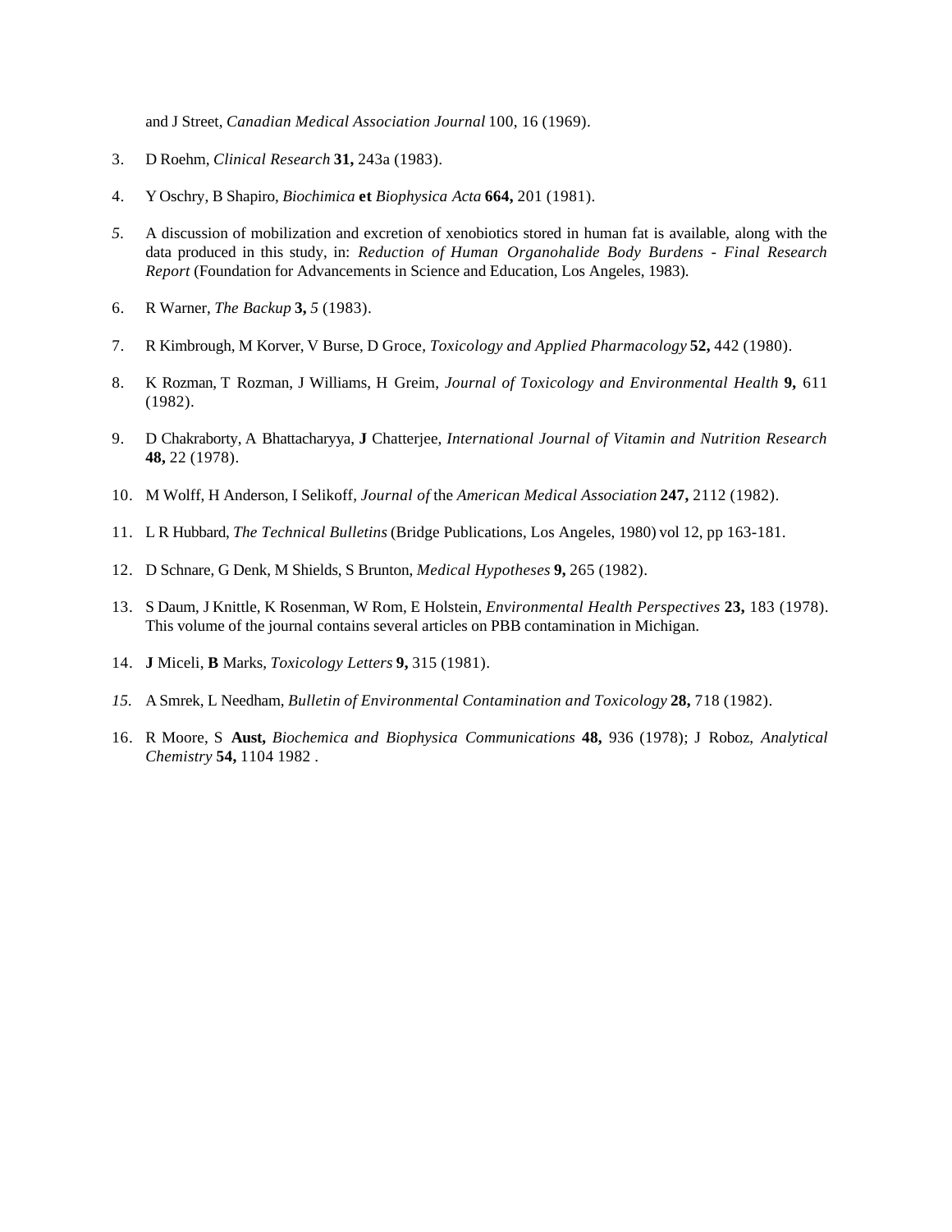and J Street, *Canadian Medical Association Journal* 100, 16 (1969).

3. D Roehm, *Clinical Research* **31,** 243a (1983).

4. Y Oschry, B Shapiro, *Biochimica* **et** *Biophysica Acta* **664,** 201 (1981).

5. A discussion of mobilization and excretion of xenobiotics stored in human fat is available, along with the data produced in this study, in: *Reduction of Human Organohalide Body Burdens - Final Research Report* (Foundation for Advancements in Science and Education, Los Angeles, 1983).

6. R Warner, *The Backup* **3,** *5* (1983).

7. R Kimbrough, M Korver, V Burse, D Groce, *Toxicology and Applied Pharmacology* **52,** 442 (1980).

8. K Rozman, T Rozman, J Williams, H Greim, *Journal of Toxicology and Environmental Health* **9,** 611 (1982).

9. D Chakraborty, A Bhattacharyya, **J** Chatterjee, *International Journal of Vitamin and Nutrition Research* **48,** 22 (1978).

10. M Wolff, H Anderson, I Selikoff, *Journal of* the *American Medical Association* **247,** 2112 (1982).

11. L R Hubbard, *The Technical Bulletins* (Bridge Publications, Los Angeles, 1980) vol 12, pp 163-181.

12. D Schnare, G Denk, M Shields, S Brunton, *Medical Hypotheses* **9,** 265 (1982).

13. S Daum, J Knittle, K Rosenman, W Rom, E Holstein, *Environmental Health Perspectives* **23,** 183 (1978). This volume of the journal contains several articles on PBB contamination in Michigan.

14. **J** Miceli, **B** Marks, *Toxicology Letters* **9,** 315 (1981).

15. A Smrek, L Needham, *Bulletin of Environmental Contamination and Toxicology* **28,** 718 (1982).

16. R Moore, S **Aust,** *Biochemica and Biophysica Communications* **48,** 936 (1978); J Roboz, *Analytical Chemistry* **54,** 1104 1982 .